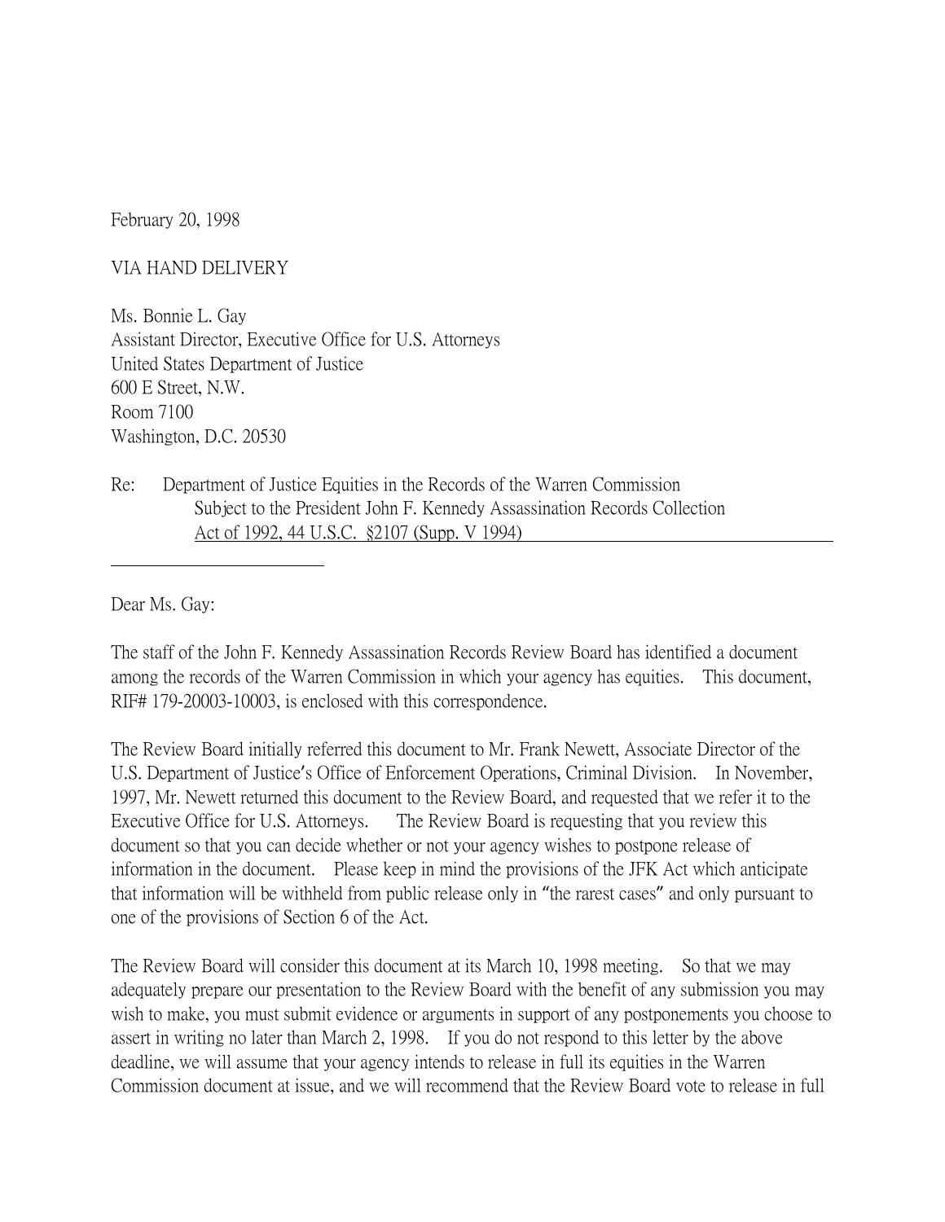February 20, 1998

VIA HAND DELIVERY

Ms. Bonnie L. Gay
Assistant Director, Executive Office for U.S. Attorneys
United States Department of Justice
600 E Street, N.W.
Room 7100
Washington, D.C. 20530

Re: Department of Justice Equities in the Records of the Warren Commission Subject to the President John F. Kennedy Assassination Records Collection Act of 1992, 44 U.S.C. §2107 (Supp. V 1994)

Dear Ms. Gay:

The staff of the John F. Kennedy Assassination Records Review Board has identified a document among the records of the Warren Commission in which your agency has equities. This document, RIF# 179-20003-10003, is enclosed with this correspondence.

The Review Board initially referred this document to Mr. Frank Newett, Associate Director of the U.S. Department of Justice's Office of Enforcement Operations, Criminal Division. In November, 1997, Mr. Newett returned this document to the Review Board, and requested that we refer it to the Executive Office for U.S. Attorneys. The Review Board is requesting that you review this document so that you can decide whether or not your agency wishes to postpone release of information in the document. Please keep in mind the provisions of the JFK Act which anticipate that information will be withheld from public release only in "the rarest cases" and only pursuant to one of the provisions of Section 6 of the Act.

The Review Board will consider this document at its March 10, 1998 meeting. So that we may adequately prepare our presentation to the Review Board with the benefit of any submission you may wish to make, you must submit evidence or arguments in support of any postponements you choose to assert in writing no later than March 2, 1998. If you do not respond to this letter by the above deadline, we will assume that your agency intends to release in full its equities in the Warren Commission document at issue, and we will recommend that the Review Board vote to release in full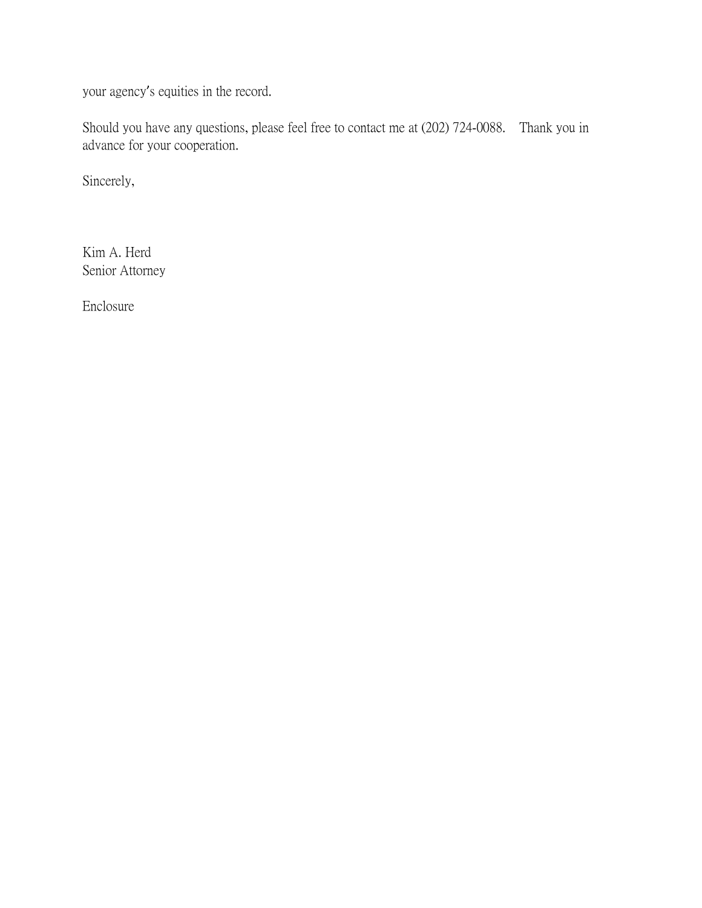your agency's equities in the record.

Should you have any questions, please feel free to contact me at (202) 724-0088. Thank you in advance for your cooperation.

Sincerely,

Kim A. Herd
Senior Attorney

Enclosure